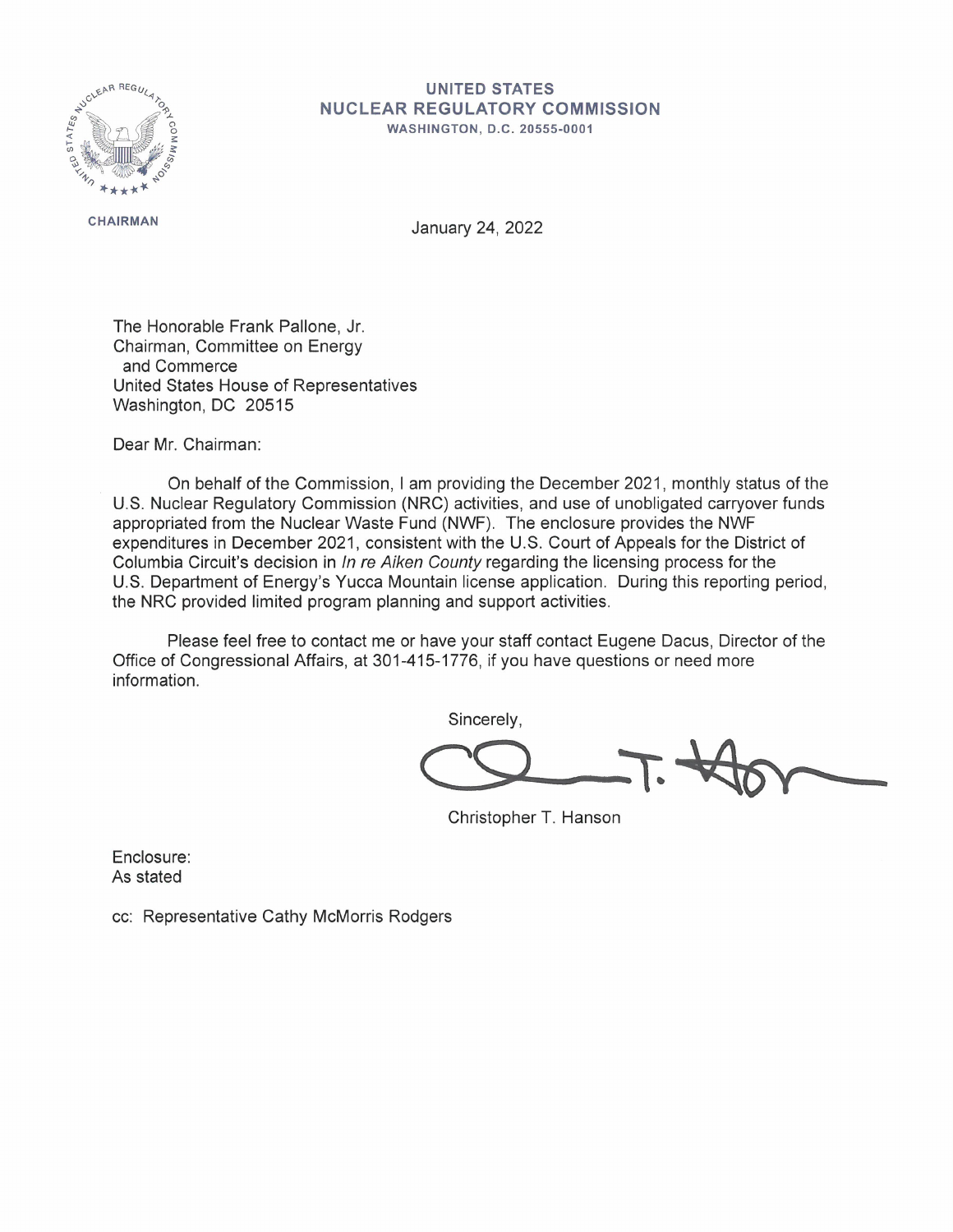**UNITED STATES**
**NUCLEAR REGULATORY COMMISSION**
**WASHINGTON, D.C. 20555-0001**

**CHAIRMAN**

January 24, 2022

The Honorable Frank Pallone, Jr.
Chairman, Committee on Energy
and Commerce
United States House of Representatives
Washington, DC 20515

Dear Mr. Chairman:

On behalf of the Commission, I am providing the December 2021, monthly status of the U.S. Nuclear Regulatory Commission (NRC) activities, and use of unobligated carryover funds appropriated from the Nuclear Waste Fund (NWF). The enclosure provides the NWF expenditures in December 2021, consistent with the U.S. Court of Appeals for the District of Columbia Circuit's decision in *In re Aiken County* regarding the licensing process for the U.S. Department of Energy's Yucca Mountain license application. During this reporting period, the NRC provided limited program planning and support activities.

Please feel free to contact me or have your staff contact Eugene Dacus, Director of the Office of Congressional Affairs, at 301-415-1776, if you have questions or need more information.

Sincerely,

Christopher T. Hanson

Enclosure:
As stated

cc: Representative Cathy McMorris Rodgers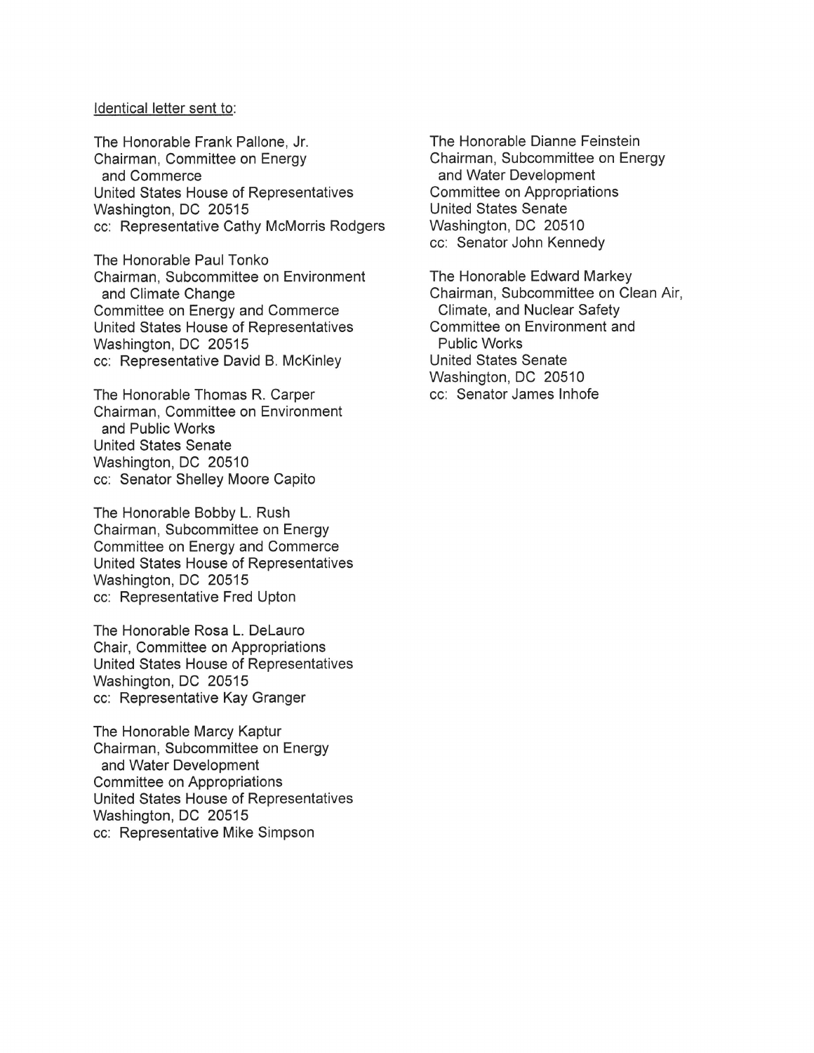<u>Identical letter sent to</u>:

The Honorable Frank Pallone, Jr.
Chairman, Committee on Energy
and Commerce
United States House of Representatives
Washington, DC 20515
cc: Representative Cathy McMorris Rodgers

The Honorable Paul Tonko
Chairman, Subcommittee on Environment
and Climate Change
Committee on Energy and Commerce
United States House of Representatives
Washington, DC 20515
cc: Representative David B. McKinley

The Honorable Thomas R. Carper
Chairman, Committee on Environment
and Public Works
United States Senate
Washington, DC 20510
cc: Senator Shelley Moore Capito

The Honorable Bobby L. Rush
Chairman, Subcommittee on Energy
Committee on Energy and Commerce
United States House of Representatives
Washington, DC 20515
cc: Representative Fred Upton

The Honorable Rosa L. DeLauro
Chair, Committee on Appropriations
United States House of Representatives
Washington, DC 20515
cc: Representative Kay Granger

The Honorable Marcy Kaptur
Chairman, Subcommittee on Energy
and Water Development
Committee on Appropriations
United States House of Representatives
Washington, DC 20515
cc: Representative Mike Simpson

The Honorable Dianne Feinstein
Chairman, Subcommittee on Energy
and Water Development
Committee on Appropriations
United States Senate
Washington, DC 20510
cc: Senator John Kennedy

The Honorable Edward Markey
Chairman, Subcommittee on Clean Air,
Climate, and Nuclear Safety
Committee on Environment and
Public Works
United States Senate
Washington, DC 20510
cc: Senator James Inhofe